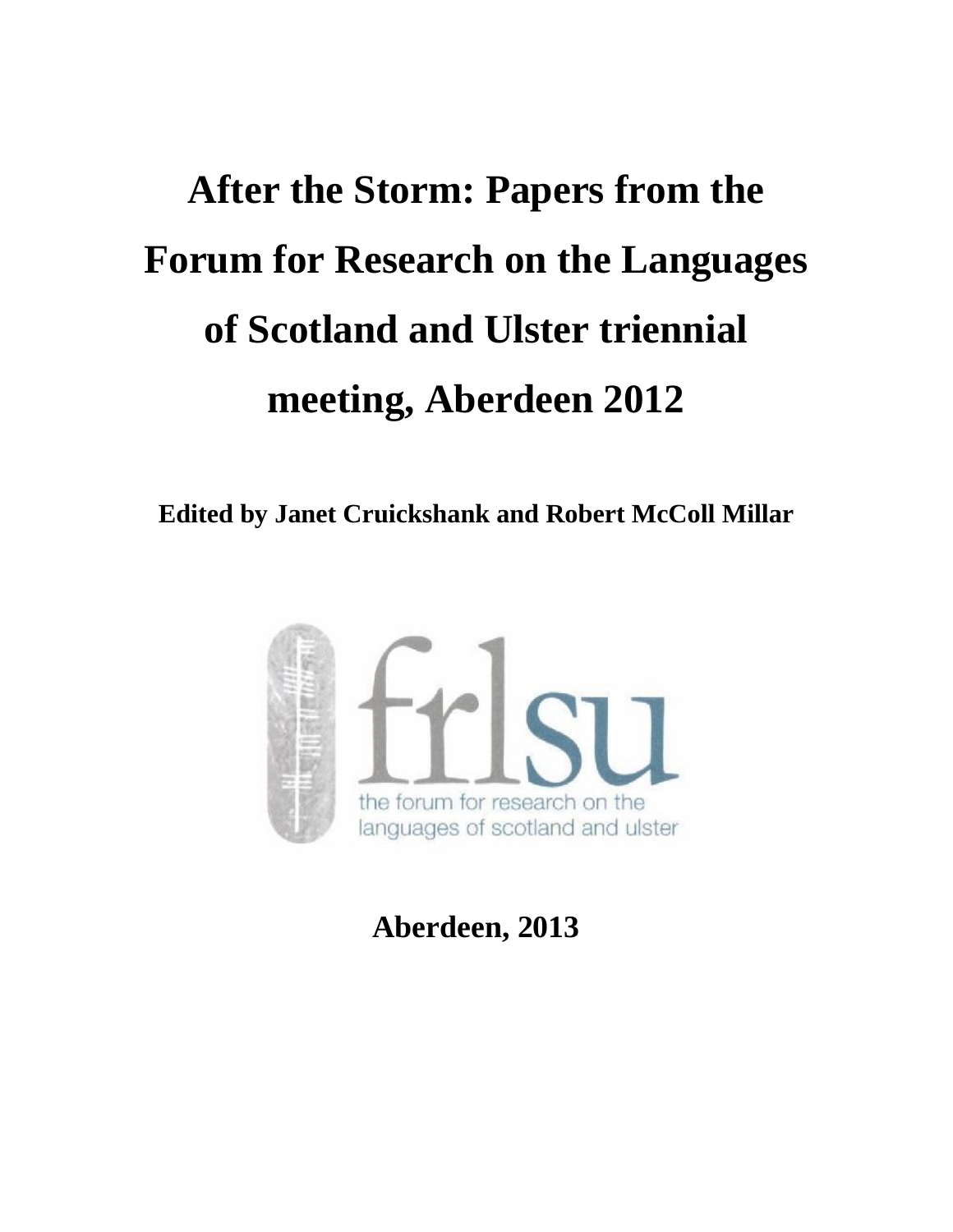# After the Storm: Papers from the Forum for Research on the Languages of Scotland and Ulster triennial meeting, Aberdeen 2012

**Edited by Janet Cruickshank and Robert McColl Millar**

**Aberdeen, 2013**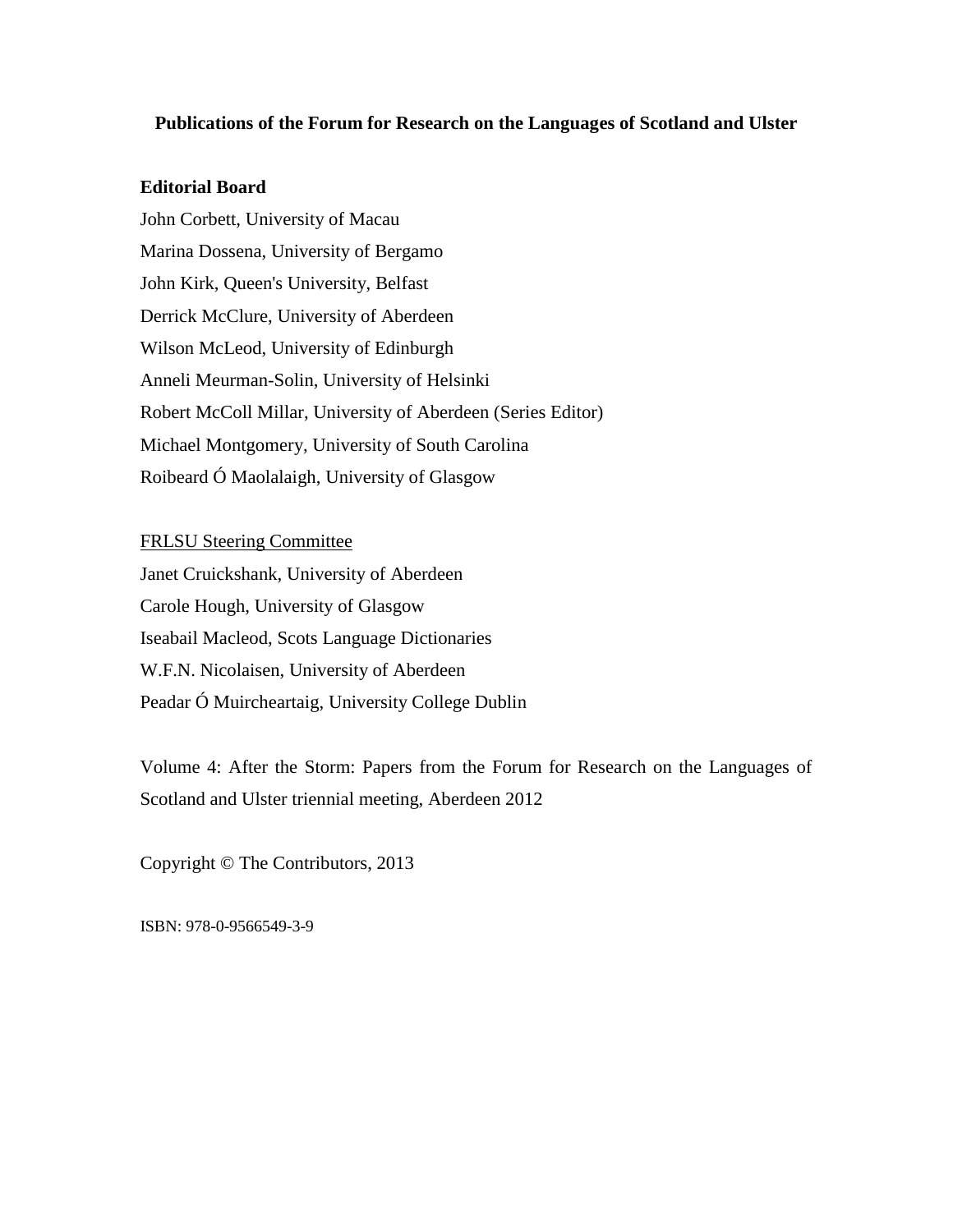**Publications of the Forum for Research on the Languages of Scotland and Ulster**

**Editorial Board**

John Corbett, University of Macau
Marina Dossena, University of Bergamo
John Kirk, Queen's University, Belfast
Derrick McClure, University of Aberdeen
Wilson McLeod, University of Edinburgh
Anneli Meurman-Solin, University of Helsinki
Robert McColl Millar, University of Aberdeen (Series Editor)
Michael Montgomery, University of South Carolina
Roibeard Ó Maolalaigh, University of Glasgow

<u>FRLSU Steering Committee</u>

Janet Cruickshank, University of Aberdeen
Carole Hough, University of Glasgow
Iseabail Macleod, Scots Language Dictionaries
W.F.N. Nicolaisen, University of Aberdeen
Peadar Ó Muircheartaig, University College Dublin

Volume 4: After the Storm: Papers from the Forum for Research on the Languages of Scotland and Ulster triennial meeting, Aberdeen 2012

Copyright © The Contributors, 2013

ISBN: 978-0-9566549-3-9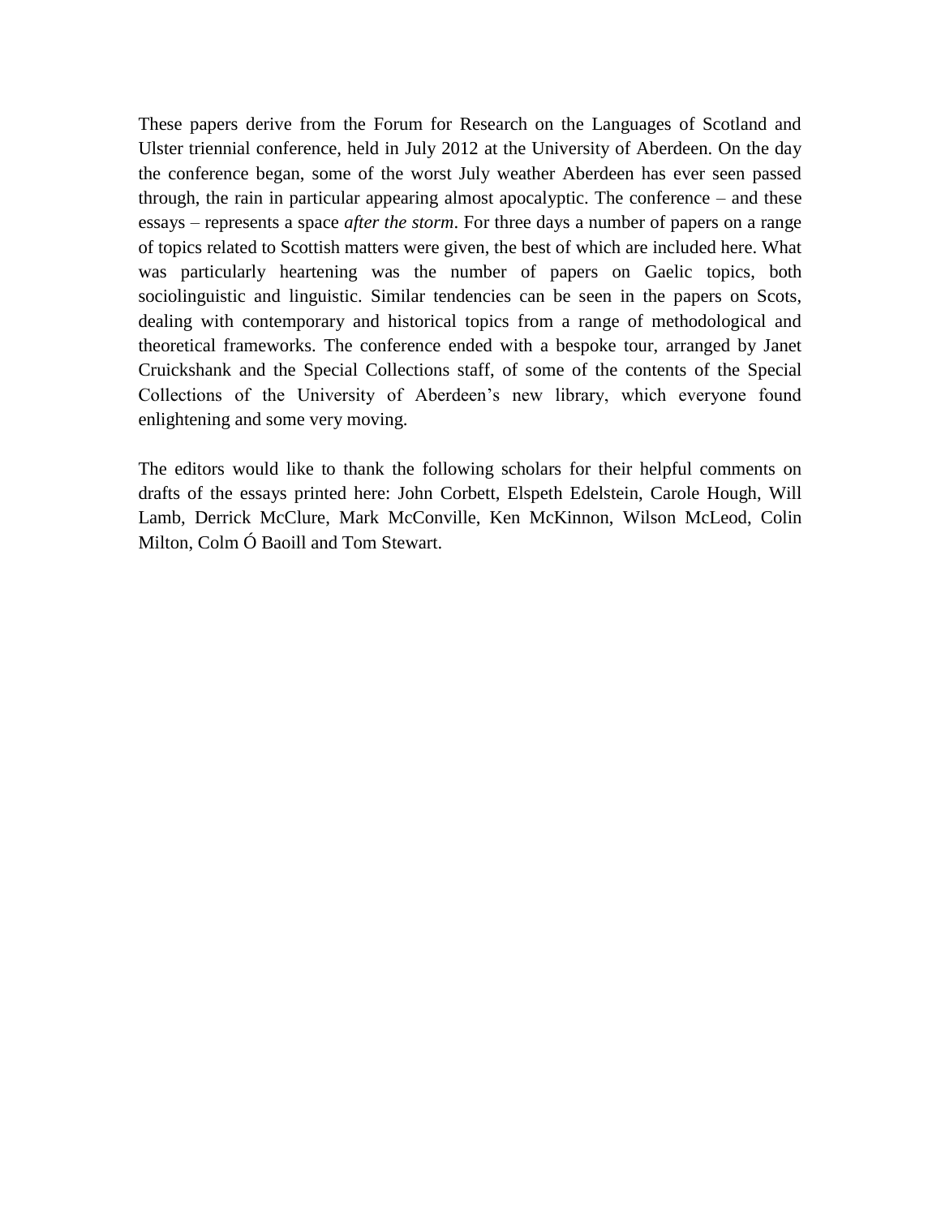These papers derive from the Forum for Research on the Languages of Scotland and Ulster triennial conference, held in July 2012 at the University of Aberdeen. On the day the conference began, some of the worst July weather Aberdeen has ever seen passed through, the rain in particular appearing almost apocalyptic. The conference – and these essays – represents a space *after the storm*. For three days a number of papers on a range of topics related to Scottish matters were given, the best of which are included here. What was particularly heartening was the number of papers on Gaelic topics, both sociolinguistic and linguistic. Similar tendencies can be seen in the papers on Scots, dealing with contemporary and historical topics from a range of methodological and theoretical frameworks. The conference ended with a bespoke tour, arranged by Janet Cruickshank and the Special Collections staff, of some of the contents of the Special Collections of the University of Aberdeen's new library, which everyone found enlightening and some very moving.

The editors would like to thank the following scholars for their helpful comments on drafts of the essays printed here: John Corbett, Elspeth Edelstein, Carole Hough, Will Lamb, Derrick McClure, Mark McConville, Ken McKinnon, Wilson McLeod, Colin Milton, Colm Ó Baoill and Tom Stewart.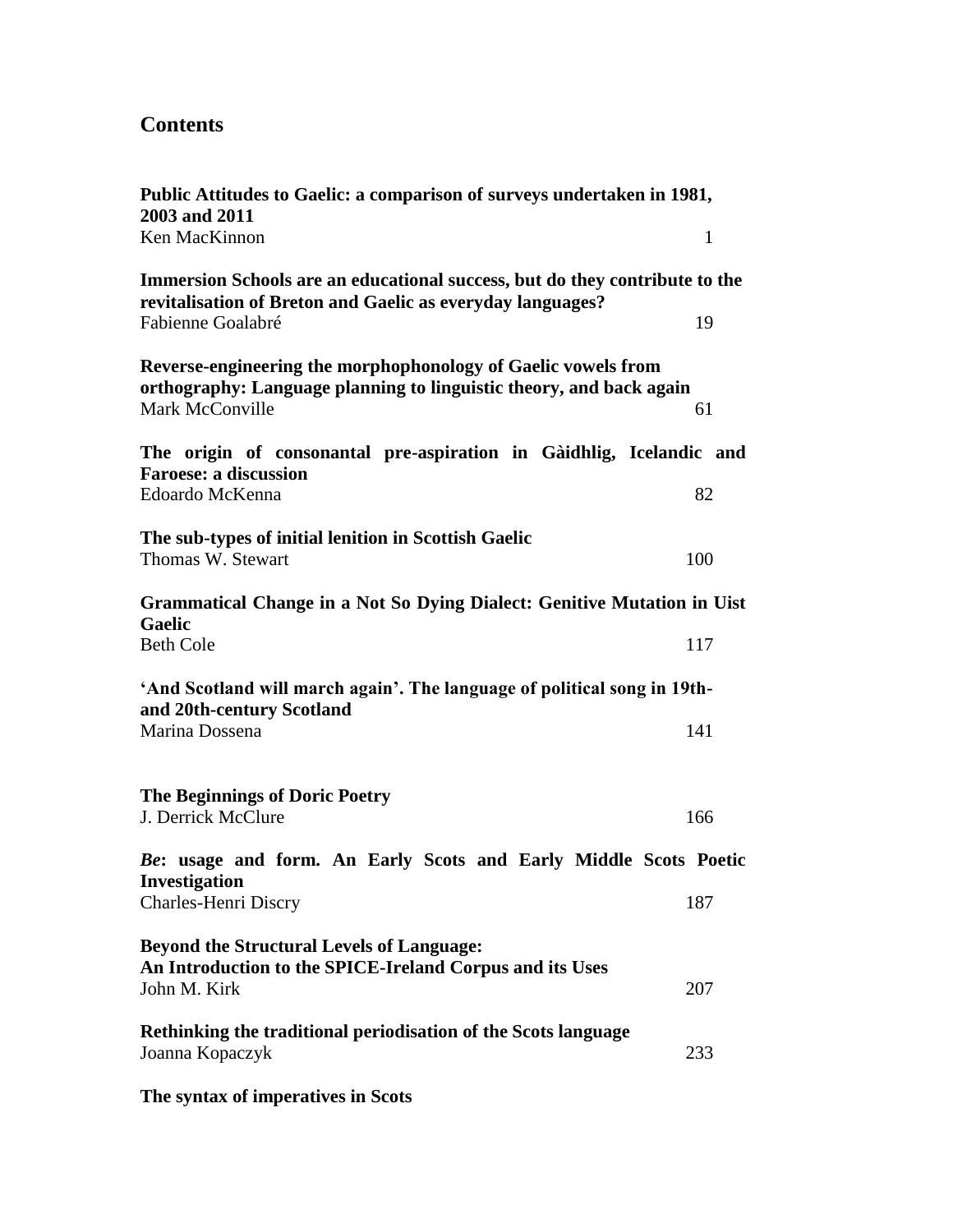## Contents

**Public Attitudes to Gaelic: a comparison of surveys undertaken in 1981, 2003 and 2011**
Ken MacKinnon 1

**Immersion Schools are an educational success, but do they contribute to the revitalisation of Breton and Gaelic as everyday languages?**
Fabienne Goalabré 19

**Reverse-engineering the morphophonology of Gaelic vowels from orthography: Language planning to linguistic theory, and back again**
Mark McConville 61

**The origin of consonantal pre-aspiration in Gàidhlig, Icelandic and Faroese: a discussion**
Edoardo McKenna 82

**The sub-types of initial lenition in Scottish Gaelic**
Thomas W. Stewart 100

**Grammatical Change in a Not So Dying Dialect: Genitive Mutation in Uist Gaelic**
Beth Cole 117

**'And Scotland will march again'. The language of political song in 19th- and 20th-century Scotland**
Marina Dossena 141

**The Beginnings of Doric Poetry**
J. Derrick McClure 166

***Be*: usage and form. An Early Scots and Early Middle Scots Poetic Investigation**
Charles-Henri Discry 187

**Beyond the Structural Levels of Language: An Introduction to the SPICE-Ireland Corpus and its Uses**
John M. Kirk 207

**Rethinking the traditional periodisation of the Scots language**
Joanna Kopaczyk 233

**The syntax of imperatives in Scots**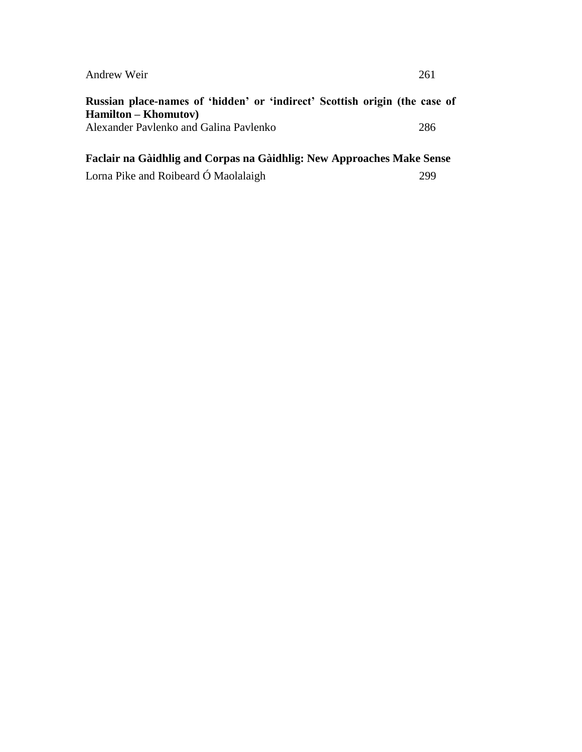Andrew Weir 261

**Russian place-names of 'hidden' or 'indirect' Scottish origin (the case of Hamilton – Khomutov)**
Alexander Pavlenko and Galina Pavlenko 286

**Faclair na Gàidhlig and Corpas na Gàidhlig: New Approaches Make Sense**
Lorna Pike and Roibeard Ó Maolalaigh 299